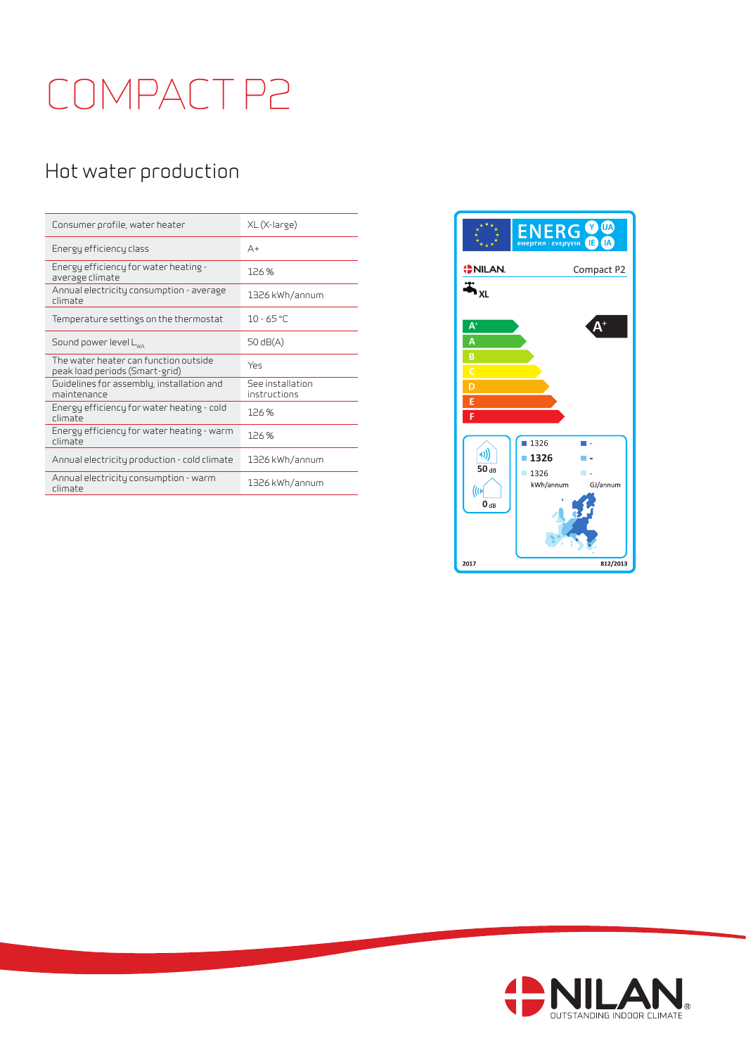# COMPACT P2

## Hot water production

| | |
|---|---|
| Consumer profile, water heater | XL (X-large) |
| Energy efficiency class | A+ |
| Energy efficiency for water heating - average climate | 126 % |
| Annual electricity consumption - average climate | 1326 kWh/annum |
| Temperature settings on the thermostat | 10 - 65 °C |
| Sound power level $L_{WA}$ | 50 dB(A) |
| The water heater can function outside peak load periods (Smart-grid) | Yes |
| Guidelines for assembly, installation and maintenance | See installation instructions |
| Energy efficiency for water heating - cold climate | 126 % |
| Energy efficiency for water heating - warm climate | 126 % |
| Annual electricity production - cold climate | 1326 kWh/annum |
| Annual electricity consumption - warm climate | 1326 kWh/annum |

ENERG енергия · ενεργεια Y IJA IE IA

NILAN. Compact P2

XL

A+
A
B
C
D
E
F

A+

50 dB

0 dB

1326 -
1326 -
1326 -
kWh/annum GJ/annum

2017 812/2013

NILAN® OUTSTANDING INDOOR CLIMATE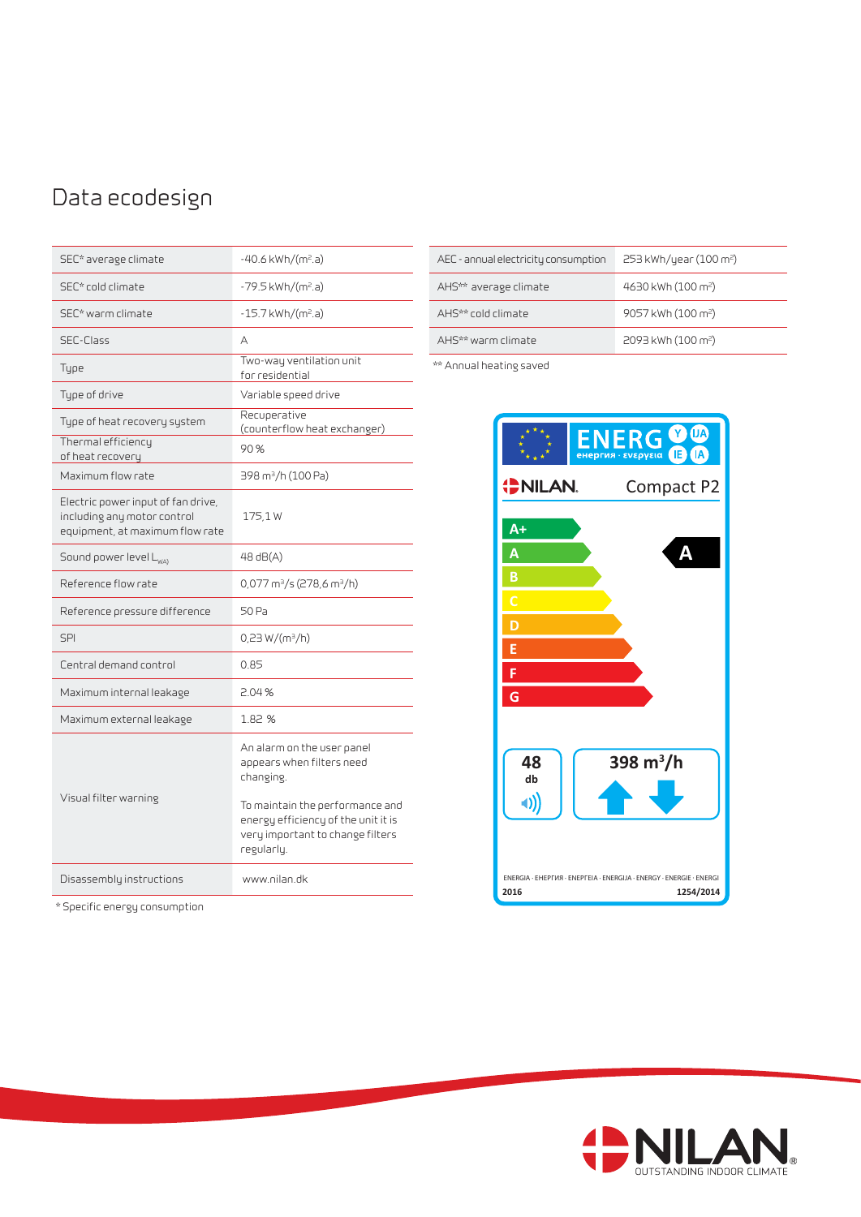# Data ecodesign

| | |
|---|---|
| SEC* average climate | -40.6 kWh/(m².a) |
| SEC* cold climate | -79.5 kWh/(m².a) |
| SEC* warm climate | -15.7 kWh/(m².a) |
| SEC-Class | A |
| Type | Two-way ventilation unit for residential |
| Type of drive | Variable speed drive |
| Type of heat recovery system | Recuperative (counterflow heat exchanger) |
| Thermal efficiency of heat recovery | 90 % |
| Maximum flow rate | 398 m³/h (100 Pa) |
| Electric power input of fan drive, including any motor control equipment, at maximum flow rate | 175,1 W |
| Sound power level $L_{WA)}$ | 48 dB(A) |
| Reference flow rate | 0,077 m³/s (278,6 m³/h) |
| Reference pressure difference | 50 Pa |
| SPI | 0,23 W/(m³/h) |
| Central demand control | 0.85 |
| Maximum internal leakage | 2.04 % |
| Maximum external leakage | 1.82 % |
| Visual filter warning | An alarm on the user panel appears when filters need changing.<br><br>To maintain the performance and energy efficiency of the unit it is very important to change filters regularly. |
| Disassembly instructions | www.nilan.dk |

* Specific energy consumption

| | |
|---|---|
| AEC - annual electricity consumption | 253 kWh/year (100 m²) |
| AHS** average climate | 4630 kWh (100 m²) |
| AHS** cold climate | 9057 kWh (100 m²) |
| AHS** warm climate | 2093 kWh (100 m²) |

** Annual heating saved

ENERG Y IJA IE IA
енергия · ενέργεια

NILAN Compact P2

A+
A
B
C
D
E
F
G

A

48 db

398 m³/h

ENERGIA · ЕНЕРГИЯ · ΕΝΕΡΓΕΙΑ · ENERGIJA · ENERGY · ENERGIE · ENERGI
2016 1254/2014

NILAN® OUTSTANDING INDOOR CLIMATE